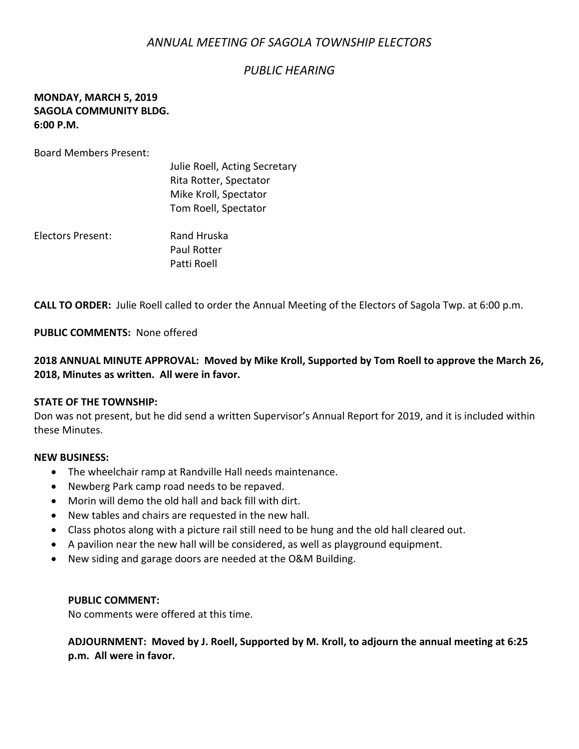# *ANNUAL MEETING OF SAGOLA TOWNSHIP ELECTORS*

## *PUBLIC HEARING*

**MONDAY, MARCH 5, 2019**
**SAGOLA COMMUNITY BLDG.**
**6:00 P.M.**

Board Members Present:

Julie Roell, Acting Secretary
Rita Rotter, Spectator
Mike Kroll, Spectator
Tom Roell, Spectator

Electors Present:

Rand Hruska
Paul Rotter
Patti Roell

**CALL TO ORDER:** Julie Roell called to order the Annual Meeting of the Electors of Sagola Twp. at 6:00 p.m.

**PUBLIC COMMENTS:** None offered

**2018 ANNUAL MINUTE APPROVAL: Moved by Mike Kroll, Supported by Tom Roell to approve the March 26, 2018, Minutes as written. All were in favor.**

**STATE OF THE TOWNSHIP:**
Don was not present, but he did send a written Supervisor's Annual Report for 2019, and it is included within these Minutes.

**NEW BUSINESS:**

- The wheelchair ramp at Randville Hall needs maintenance.
- Newberg Park camp road needs to be repaved.
- Morin will demo the old hall and back fill with dirt.
- New tables and chairs are requested in the new hall.
- Class photos along with a picture rail still need to be hung and the old hall cleared out.
- A pavilion near the new hall will be considered, as well as playground equipment.
- New siding and garage doors are needed at the O&M Building.

**PUBLIC COMMENT:**
No comments were offered at this time.

**ADJOURNMENT: Moved by J. Roell, Supported by M. Kroll, to adjourn the annual meeting at 6:25 p.m. All were in favor.**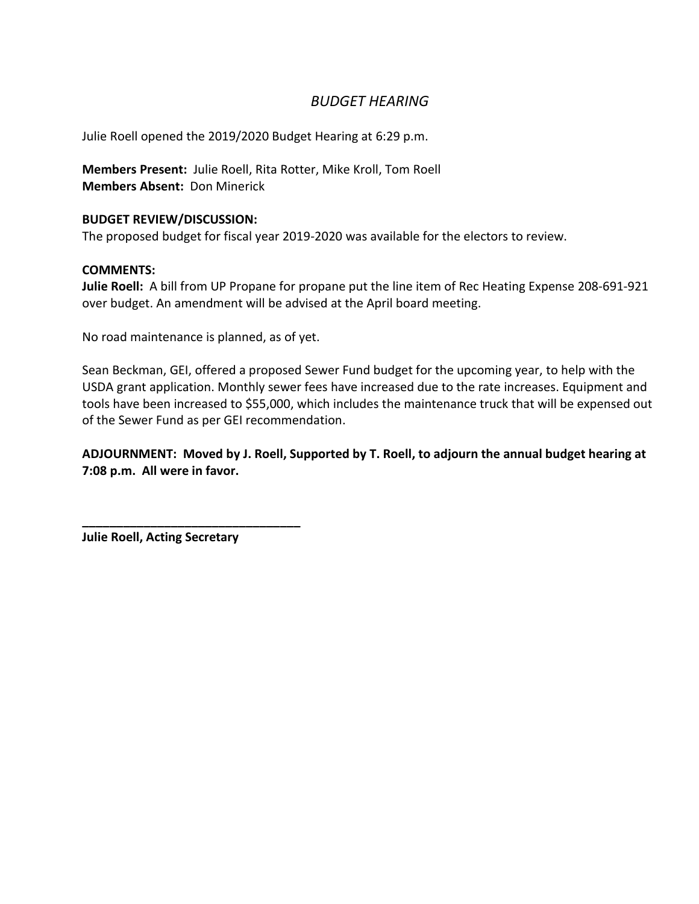## *BUDGET HEARING*

Julie Roell opened the 2019/2020 Budget Hearing at 6:29 p.m.

**Members Present:** Julie Roell, Rita Rotter, Mike Kroll, Tom Roell
**Members Absent:** Don Minerick

**BUDGET REVIEW/DISCUSSION:**
The proposed budget for fiscal year 2019-2020 was available for the electors to review.

**COMMENTS:**
**Julie Roell:** A bill from UP Propane for propane put the line item of Rec Heating Expense 208-691-921 over budget. An amendment will be advised at the April board meeting.

No road maintenance is planned, as of yet.

Sean Beckman, GEI, offered a proposed Sewer Fund budget for the upcoming year, to help with the USDA grant application. Monthly sewer fees have increased due to the rate increases. Equipment and tools have been increased to $55,000, which includes the maintenance truck that will be expensed out of the Sewer Fund as per GEI recommendation.

**ADJOURNMENT: Moved by J. Roell, Supported by T. Roell, to adjourn the annual budget hearing at 7:08 p.m. All were in favor.**

**_______________________________**
**Julie Roell, Acting Secretary**